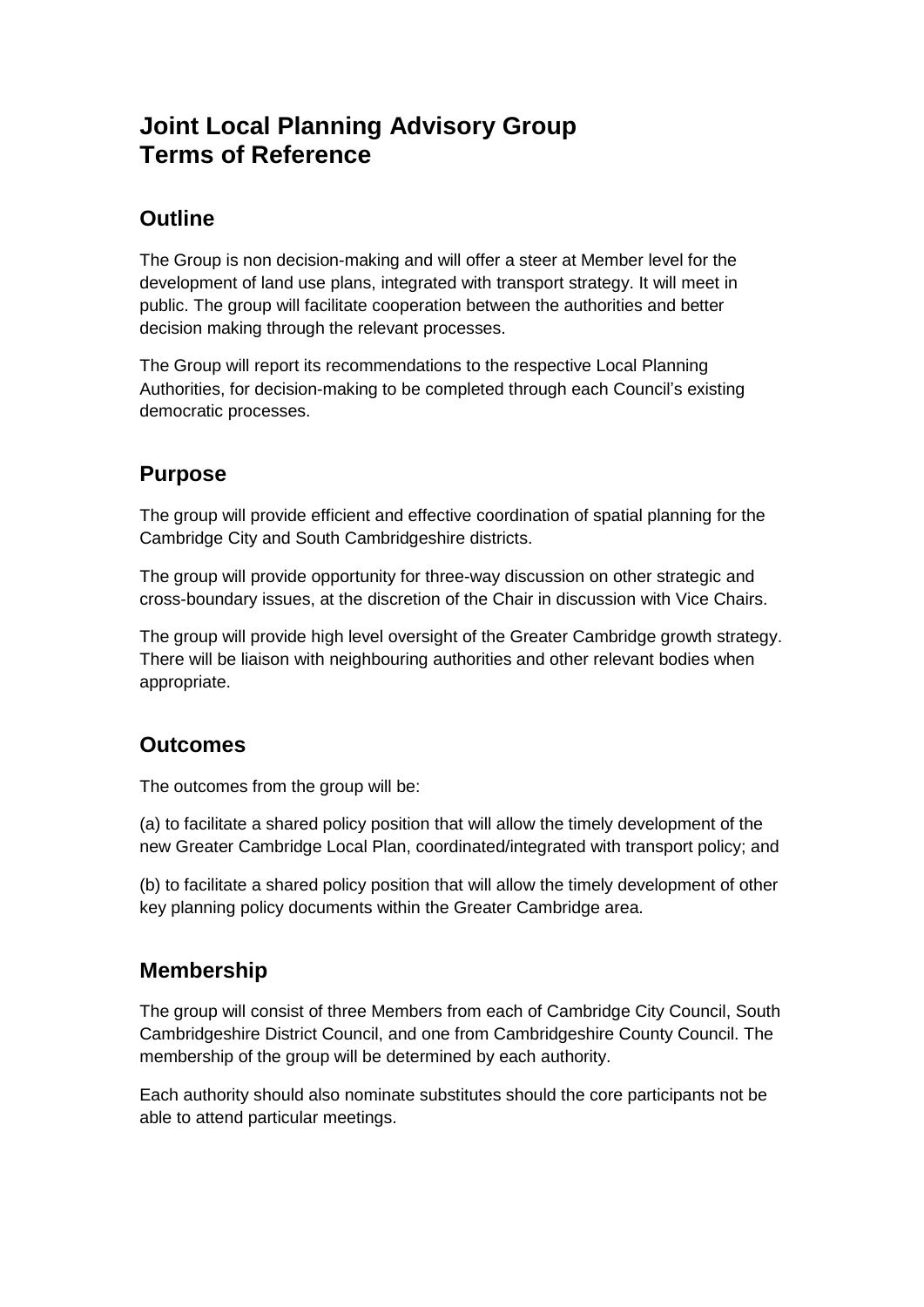# Joint Local Planning Advisory Group
# Terms of Reference

## Outline

The Group is non decision-making and will offer a steer at Member level for the development of land use plans, integrated with transport strategy. It will meet in public. The group will facilitate cooperation between the authorities and better decision making through the relevant processes.

The Group will report its recommendations to the respective Local Planning Authorities, for decision-making to be completed through each Council's existing democratic processes.

## Purpose

The group will provide efficient and effective coordination of spatial planning for the Cambridge City and South Cambridgeshire districts.

The group will provide opportunity for three-way discussion on other strategic and cross-boundary issues, at the discretion of the Chair in discussion with Vice Chairs.

The group will provide high level oversight of the Greater Cambridge growth strategy. There will be liaison with neighbouring authorities and other relevant bodies when appropriate.

## Outcomes

The outcomes from the group will be:

(a) to facilitate a shared policy position that will allow the timely development of the new Greater Cambridge Local Plan, coordinated/integrated with transport policy; and

(b) to facilitate a shared policy position that will allow the timely development of other key planning policy documents within the Greater Cambridge area.

## Membership

The group will consist of three Members from each of Cambridge City Council, South Cambridgeshire District Council, and one from Cambridgeshire County Council. The membership of the group will be determined by each authority.

Each authority should also nominate substitutes should the core participants not be able to attend particular meetings.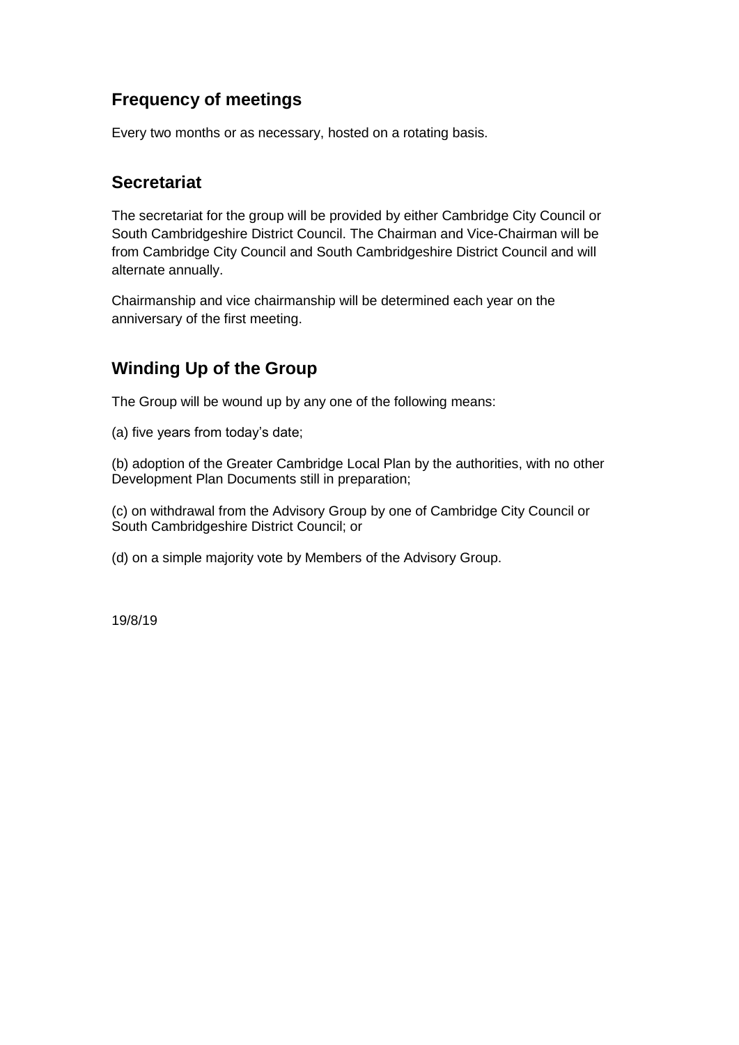## Frequency of meetings

Every two months or as necessary, hosted on a rotating basis.

## Secretariat

The secretariat for the group will be provided by either Cambridge City Council or South Cambridgeshire District Council. The Chairman and Vice-Chairman will be from Cambridge City Council and South Cambridgeshire District Council and will alternate annually.

Chairmanship and vice chairmanship will be determined each year on the anniversary of the first meeting.

## Winding Up of the Group

The Group will be wound up by any one of the following means:

(a) five years from today's date;

(b) adoption of the Greater Cambridge Local Plan by the authorities, with no other Development Plan Documents still in preparation;

(c) on withdrawal from the Advisory Group by one of Cambridge City Council or South Cambridgeshire District Council; or

(d) on a simple majority vote by Members of the Advisory Group.

19/8/19